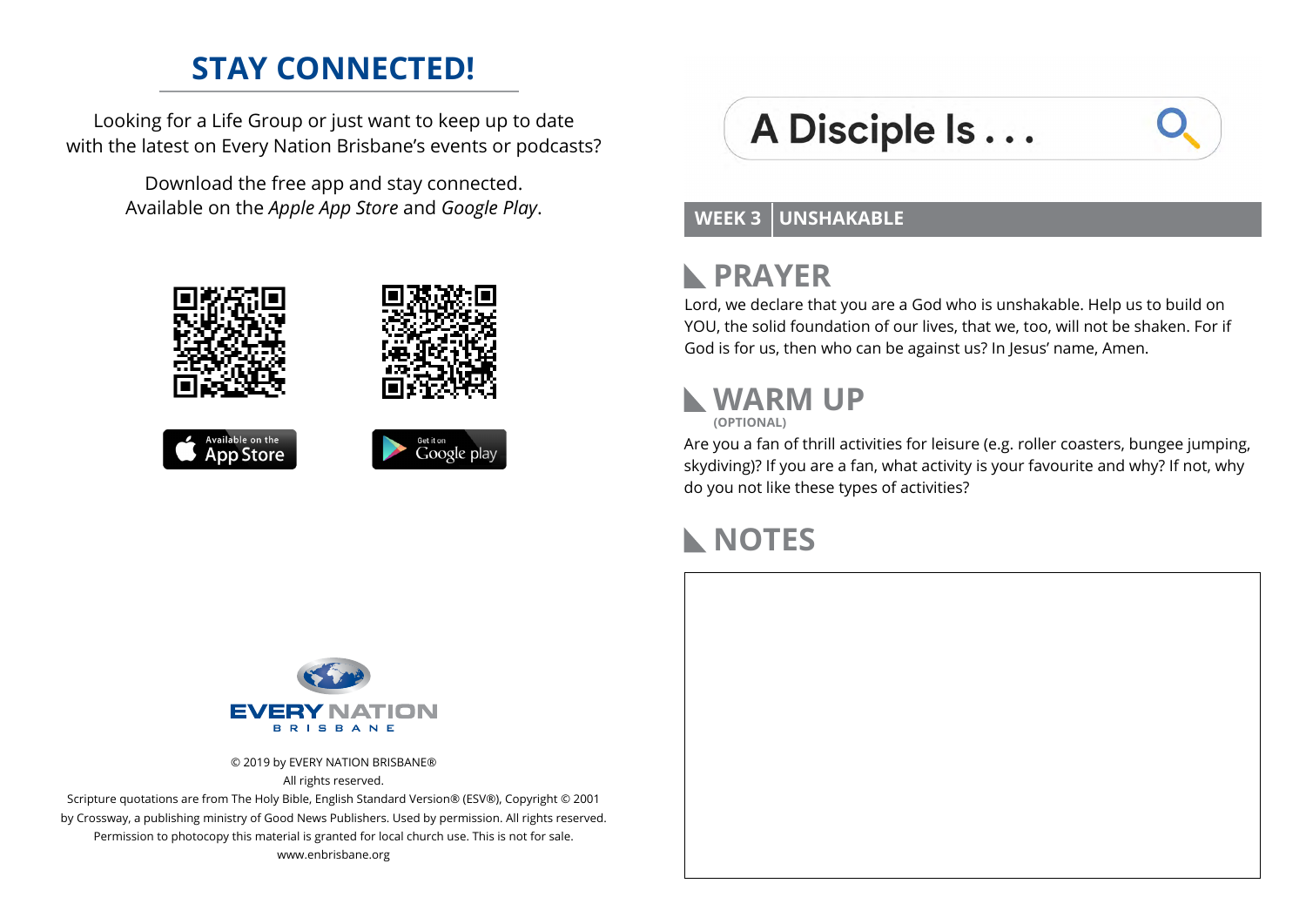## STAY CONNECTED!

Looking for a Life Group or just want to keep up to date with the latest on Every Nation Brisbane's events or podcasts?

Download the free app and stay connected. Available on the *Apple App Store* and *Google Play*.

Available on the App Store

Get it on Google play

EVERY NATION
BRISBANE

© 2019 by EVERY NATION BRISBANE®
All rights reserved.
Scripture quotations are from The Holy Bible, English Standard Version® (ESV®), Copyright © 2001 by Crossway, a publishing ministry of Good News Publishers. Used by permission. All rights reserved.
Permission to photocopy this material is granted for local church use. This is not for sale.
www.enbrisbane.org

# A Disciple Is . . .

**WEEK 3 | UNSHAKABLE**

## PRAYER

Lord, we declare that you are a God who is unshakable. Help us to build on YOU, the solid foundation of our lives, that we, too, will not be shaken. For if God is for us, then who can be against us? In Jesus' name, Amen.

## WARM UP

**(OPTIONAL)**

Are you a fan of thrill activities for leisure (e.g. roller coasters, bungee jumping, skydiving)? If you are a fan, what activity is your favourite and why? If not, why do you not like these types of activities?

## NOTES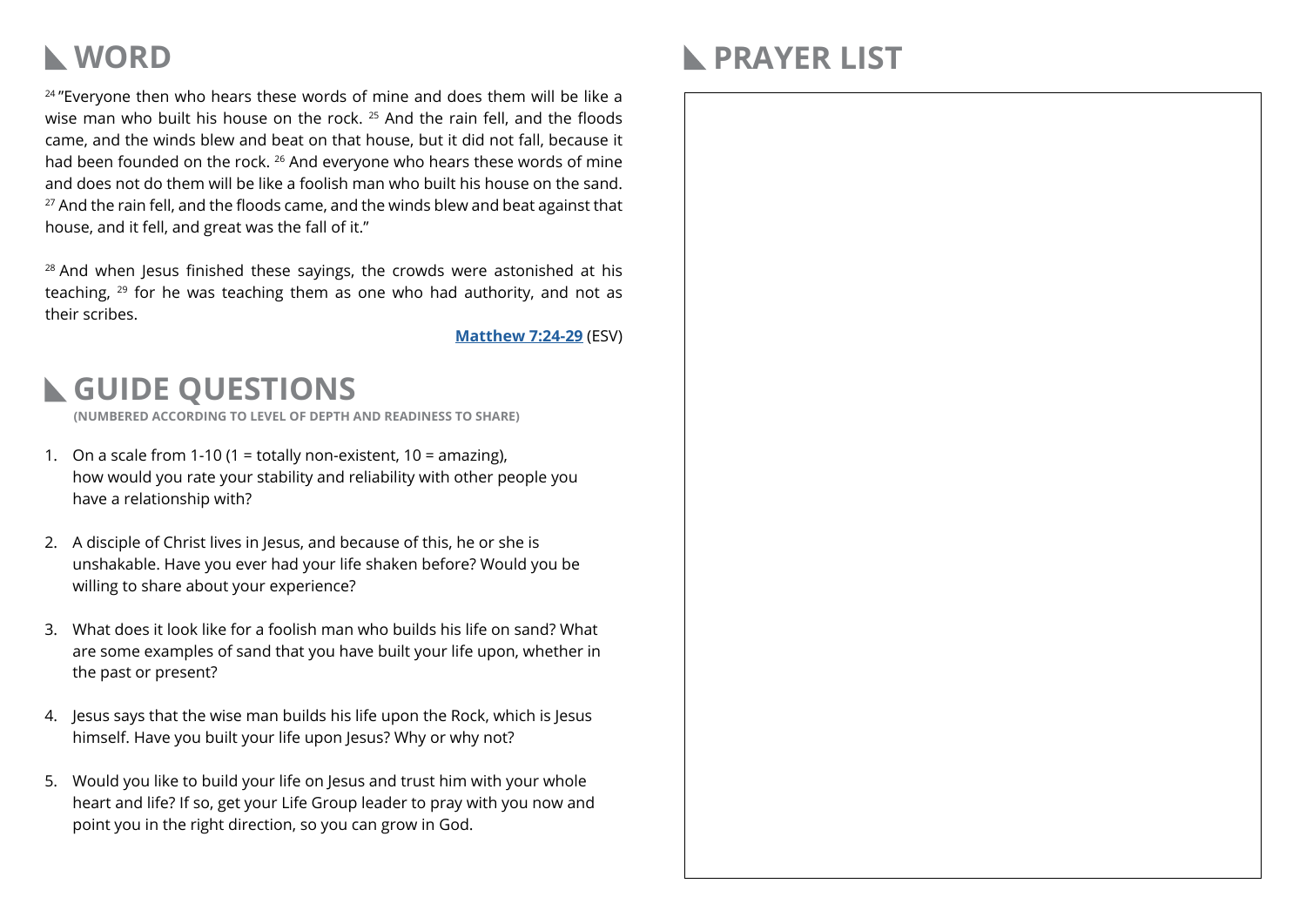## WORD

[24] "Everyone then who hears these words of mine and does them will be like a wise man who built his house on the rock. [25] And the rain fell, and the floods came, and the winds blew and beat on that house, but it did not fall, because it had been founded on the rock. [26] And everyone who hears these words of mine and does not do them will be like a foolish man who built his house on the sand. [27] And the rain fell, and the floods came, and the winds blew and beat against that house, and it fell, and great was the fall of it."

[28] And when Jesus finished these sayings, the crowds were astonished at his teaching, [29] for he was teaching them as one who had authority, and not as their scribes.

**Matthew 7:24-29** (ESV)

## GUIDE QUESTIONS

**(NUMBERED ACCORDING TO LEVEL OF DEPTH AND READINESS TO SHARE)**

1. On a scale from 1-10 (1 = totally non-existent, 10 = amazing), how would you rate your stability and reliability with other people you have a relationship with?

2. A disciple of Christ lives in Jesus, and because of this, he or she is unshakable. Have you ever had your life shaken before? Would you be willing to share about your experience?

3. What does it look like for a foolish man who builds his life on sand? What are some examples of sand that you have built your life upon, whether in the past or present?

4. Jesus says that the wise man builds his life upon the Rock, which is Jesus himself. Have you built your life upon Jesus? Why or why not?

5. Would you like to build your life on Jesus and trust him with your whole heart and life? If so, get your Life Group leader to pray with you now and point you in the right direction, so you can grow in God.

## PRAYER LIST